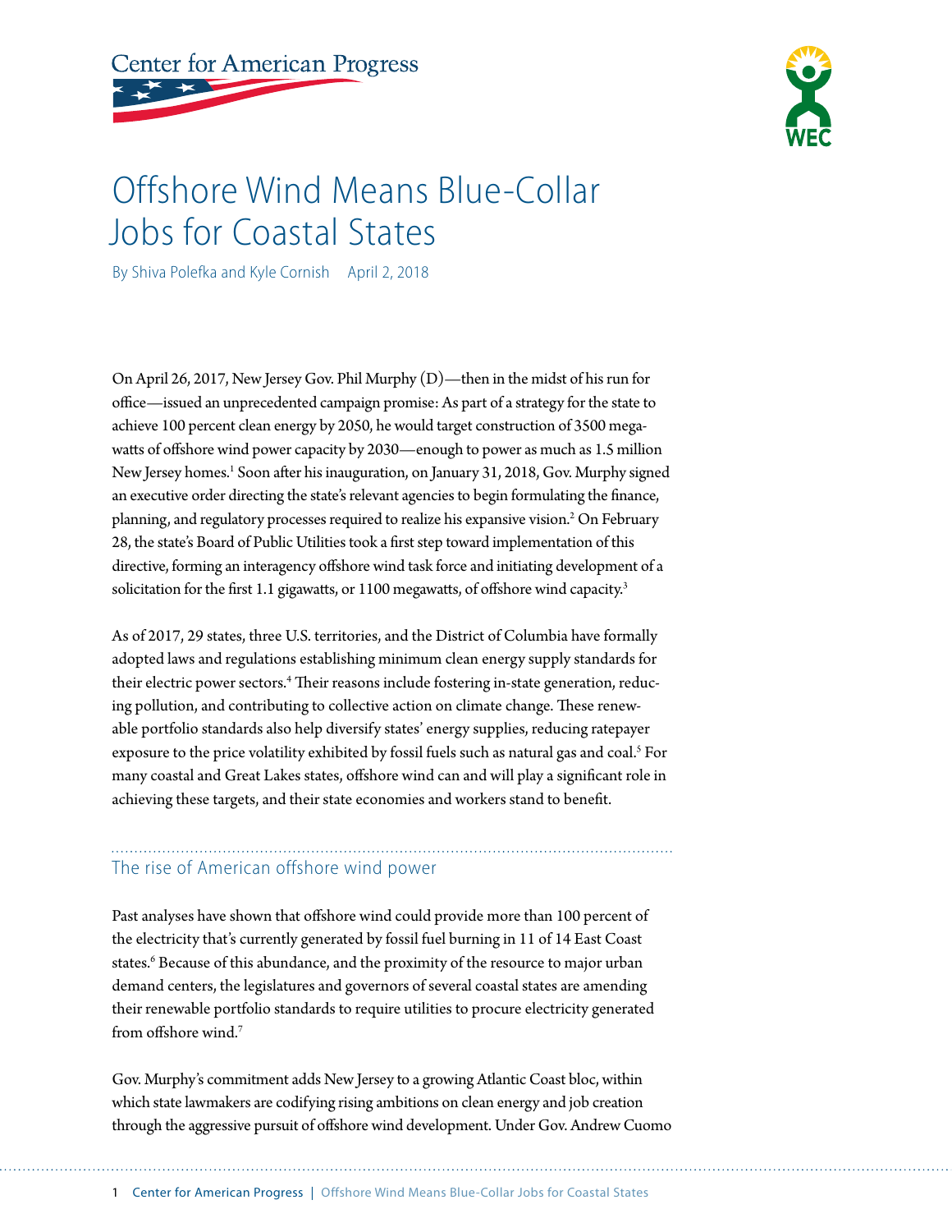# Offshore Wind Means Blue-Collar Jobs for Coastal States

By Shiva Polefka and Kyle Cornish    April 2, 2018

On April 26, 2017, New Jersey Gov. Phil Murphy (D)—then in the midst of his run for office—issued an unprecedented campaign promise: As part of a strategy for the state to achieve 100 percent clean energy by 2050, he would target construction of 3500 megawatts of offshore wind power capacity by 2030—enough to power as much as 1.5 million New Jersey homes.[1] Soon after his inauguration, on January 31, 2018, Gov. Murphy signed an executive order directing the state's relevant agencies to begin formulating the finance, planning, and regulatory processes required to realize his expansive vision.[2] On February 28, the state's Board of Public Utilities took a first step toward implementation of this directive, forming an interagency offshore wind task force and initiating development of a solicitation for the first 1.1 gigawatts, or 1100 megawatts, of offshore wind capacity.[3]

As of 2017, 29 states, three U.S. territories, and the District of Columbia have formally adopted laws and regulations establishing minimum clean energy supply standards for their electric power sectors.[4] Their reasons include fostering in-state generation, reducing pollution, and contributing to collective action on climate change. These renewable portfolio standards also help diversify states' energy supplies, reducing ratepayer exposure to the price volatility exhibited by fossil fuels such as natural gas and coal.[5] For many coastal and Great Lakes states, offshore wind can and will play a significant role in achieving these targets, and their state economies and workers stand to benefit.

## The rise of American offshore wind power

Past analyses have shown that offshore wind could provide more than 100 percent of the electricity that's currently generated by fossil fuel burning in 11 of 14 East Coast states.[6] Because of this abundance, and the proximity of the resource to major urban demand centers, the legislatures and governors of several coastal states are amending their renewable portfolio standards to require utilities to procure electricity generated from offshore wind.[7]

Gov. Murphy's commitment adds New Jersey to a growing Atlantic Coast bloc, within which state lawmakers are codifying rising ambitions on clean energy and job creation through the aggressive pursuit of offshore wind development. Under Gov. Andrew Cuomo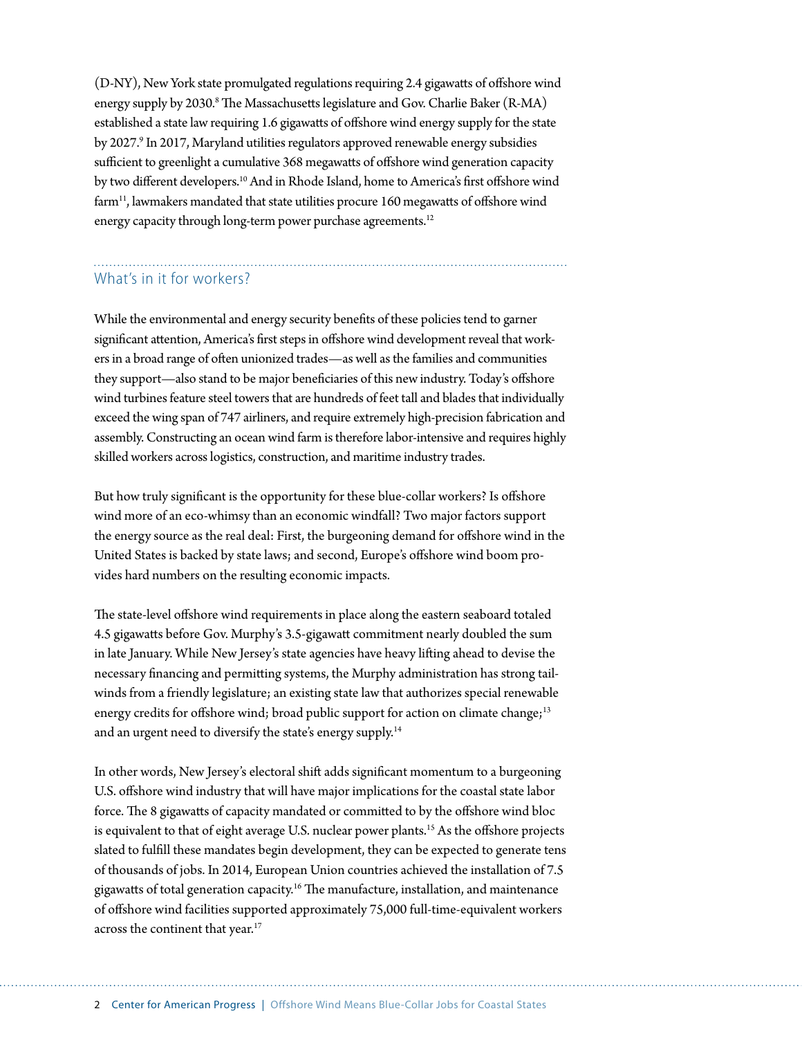(D-NY), New York state promulgated regulations requiring 2.4 gigawatts of offshore wind energy supply by 2030.[8] The Massachusetts legislature and Gov. Charlie Baker (R-MA) established a state law requiring 1.6 gigawatts of offshore wind energy supply for the state by 2027.[9] In 2017, Maryland utilities regulators approved renewable energy subsidies sufficient to greenlight a cumulative 368 megawatts of offshore wind generation capacity by two different developers.[10] And in Rhode Island, home to America's first offshore wind farm[11], lawmakers mandated that state utilities procure 160 megawatts of offshore wind energy capacity through long-term power purchase agreements.[12]

## What's in it for workers?

While the environmental and energy security benefits of these policies tend to garner significant attention, America's first steps in offshore wind development reveal that workers in a broad range of often unionized trades—as well as the families and communities they support—also stand to be major beneficiaries of this new industry. Today's offshore wind turbines feature steel towers that are hundreds of feet tall and blades that individually exceed the wing span of 747 airliners, and require extremely high-precision fabrication and assembly. Constructing an ocean wind farm is therefore labor-intensive and requires highly skilled workers across logistics, construction, and maritime industry trades.

But how truly significant is the opportunity for these blue-collar workers? Is offshore wind more of an eco-whimsy than an economic windfall? Two major factors support the energy source as the real deal: First, the burgeoning demand for offshore wind in the United States is backed by state laws; and second, Europe's offshore wind boom provides hard numbers on the resulting economic impacts.

The state-level offshore wind requirements in place along the eastern seaboard totaled 4.5 gigawatts before Gov. Murphy's 3.5-gigawatt commitment nearly doubled the sum in late January. While New Jersey's state agencies have heavy lifting ahead to devise the necessary financing and permitting systems, the Murphy administration has strong tailwinds from a friendly legislature; an existing state law that authorizes special renewable energy credits for offshore wind; broad public support for action on climate change;[13] and an urgent need to diversify the state's energy supply.[14]

In other words, New Jersey's electoral shift adds significant momentum to a burgeoning U.S. offshore wind industry that will have major implications for the coastal state labor force. The 8 gigawatts of capacity mandated or committed to by the offshore wind bloc is equivalent to that of eight average U.S. nuclear power plants.[15] As the offshore projects slated to fulfill these mandates begin development, they can be expected to generate tens of thousands of jobs. In 2014, European Union countries achieved the installation of 7.5 gigawatts of total generation capacity.[16] The manufacture, installation, and maintenance of offshore wind facilities supported approximately 75,000 full-time-equivalent workers across the continent that year.[17]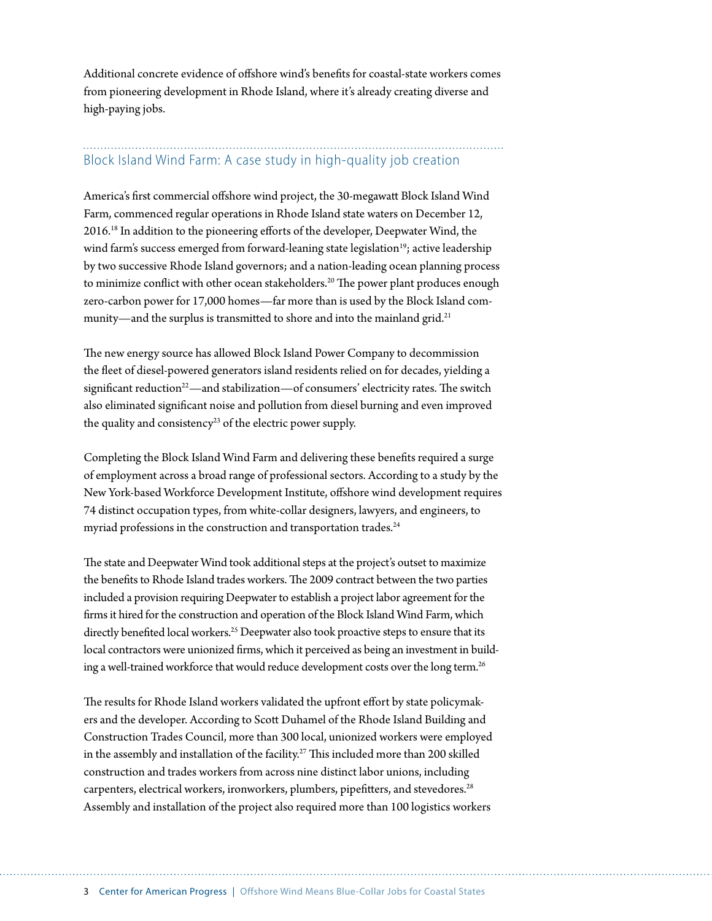Additional concrete evidence of offshore wind's benefits for coastal-state workers comes from pioneering development in Rhode Island, where it's already creating diverse and high-paying jobs.

## Block Island Wind Farm: A case study in high-quality job creation

America's first commercial offshore wind project, the 30-megawatt Block Island Wind Farm, commenced regular operations in Rhode Island state waters on December 12, 2016.[18] In addition to the pioneering efforts of the developer, Deepwater Wind, the wind farm's success emerged from forward-leaning state legislation[19]; active leadership by two successive Rhode Island governors; and a nation-leading ocean planning process to minimize conflict with other ocean stakeholders.[20] The power plant produces enough zero-carbon power for 17,000 homes—far more than is used by the Block Island community—and the surplus is transmitted to shore and into the mainland grid.[21]

The new energy source has allowed Block Island Power Company to decommission the fleet of diesel-powered generators island residents relied on for decades, yielding a significant reduction[22]—and stabilization—of consumers' electricity rates. The switch also eliminated significant noise and pollution from diesel burning and even improved the quality and consistency[23] of the electric power supply.

Completing the Block Island Wind Farm and delivering these benefits required a surge of employment across a broad range of professional sectors. According to a study by the New York-based Workforce Development Institute, offshore wind development requires 74 distinct occupation types, from white-collar designers, lawyers, and engineers, to myriad professions in the construction and transportation trades.[24]

The state and Deepwater Wind took additional steps at the project's outset to maximize the benefits to Rhode Island trades workers. The 2009 contract between the two parties included a provision requiring Deepwater to establish a project labor agreement for the firms it hired for the construction and operation of the Block Island Wind Farm, which directly benefited local workers.[25] Deepwater also took proactive steps to ensure that its local contractors were unionized firms, which it perceived as being an investment in building a well-trained workforce that would reduce development costs over the long term.[26]

The results for Rhode Island workers validated the upfront effort by state policymakers and the developer. According to Scott Duhamel of the Rhode Island Building and Construction Trades Council, more than 300 local, unionized workers were employed in the assembly and installation of the facility.[27] This included more than 200 skilled construction and trades workers from across nine distinct labor unions, including carpenters, electrical workers, ironworkers, plumbers, pipefitters, and stevedores.[28] Assembly and installation of the project also required more than 100 logistics workers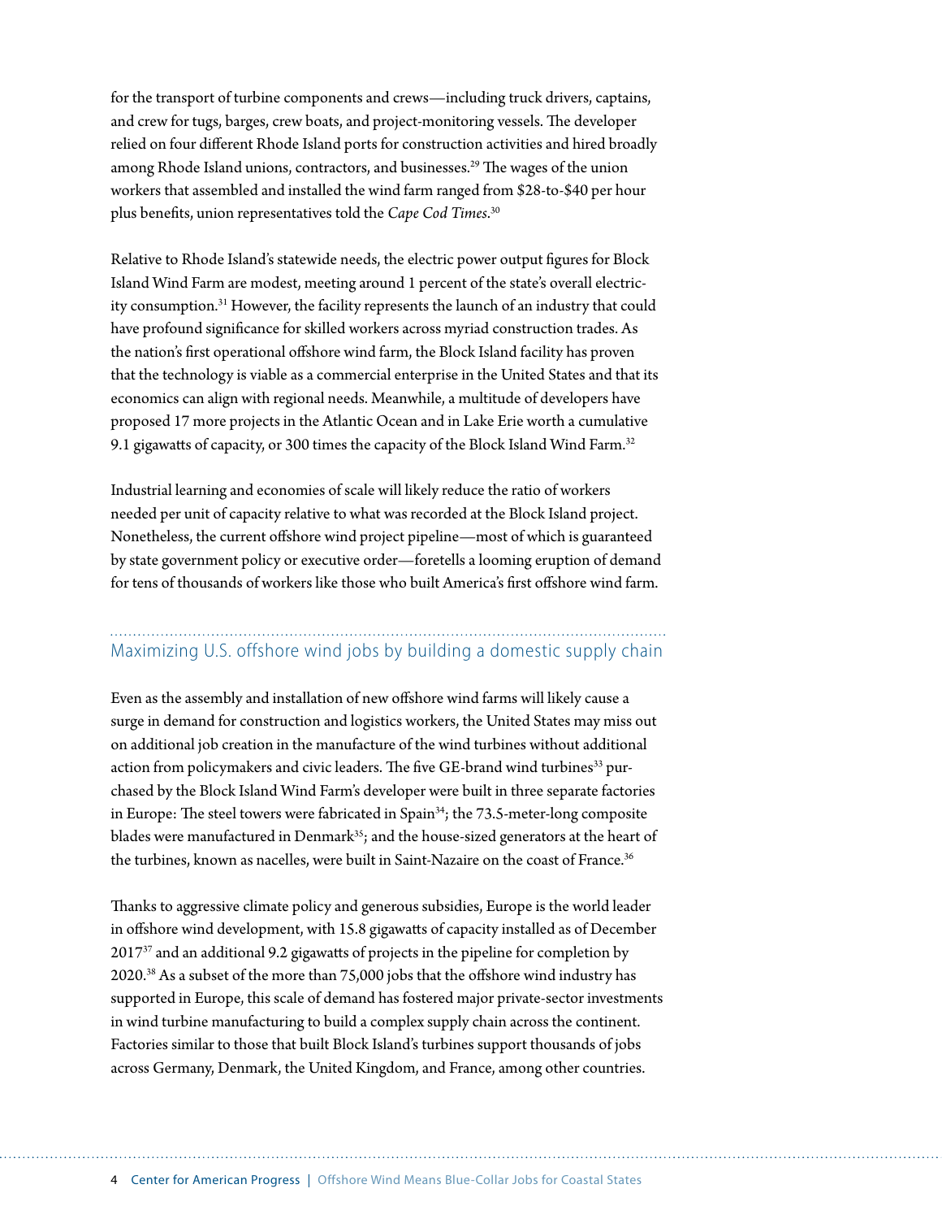for the transport of turbine components and crews—including truck drivers, captains, and crew for tugs, barges, crew boats, and project-monitoring vessels. The developer relied on four different Rhode Island ports for construction activities and hired broadly among Rhode Island unions, contractors, and businesses.[29] The wages of the union workers that assembled and installed the wind farm ranged from $28-to-$40 per hour plus benefits, union representatives told the *Cape Cod Times*.[30]

Relative to Rhode Island's statewide needs, the electric power output figures for Block Island Wind Farm are modest, meeting around 1 percent of the state's overall electricity consumption.[31] However, the facility represents the launch of an industry that could have profound significance for skilled workers across myriad construction trades. As the nation's first operational offshore wind farm, the Block Island facility has proven that the technology is viable as a commercial enterprise in the United States and that its economics can align with regional needs. Meanwhile, a multitude of developers have proposed 17 more projects in the Atlantic Ocean and in Lake Erie worth a cumulative 9.1 gigawatts of capacity, or 300 times the capacity of the Block Island Wind Farm.[32]

Industrial learning and economies of scale will likely reduce the ratio of workers needed per unit of capacity relative to what was recorded at the Block Island project. Nonetheless, the current offshore wind project pipeline—most of which is guaranteed by state government policy or executive order—foretells a looming eruption of demand for tens of thousands of workers like those who built America's first offshore wind farm.

## Maximizing U.S. offshore wind jobs by building a domestic supply chain

Even as the assembly and installation of new offshore wind farms will likely cause a surge in demand for construction and logistics workers, the United States may miss out on additional job creation in the manufacture of the wind turbines without additional action from policymakers and civic leaders. The five GE-brand wind turbines[33] purchased by the Block Island Wind Farm's developer were built in three separate factories in Europe: The steel towers were fabricated in Spain[34]; the 73.5-meter-long composite blades were manufactured in Denmark[35]; and the house-sized generators at the heart of the turbines, known as nacelles, were built in Saint-Nazaire on the coast of France.[36]

Thanks to aggressive climate policy and generous subsidies, Europe is the world leader in offshore wind development, with 15.8 gigawatts of capacity installed as of December 2017[37] and an additional 9.2 gigawatts of projects in the pipeline for completion by 2020.[38] As a subset of the more than 75,000 jobs that the offshore wind industry has supported in Europe, this scale of demand has fostered major private-sector investments in wind turbine manufacturing to build a complex supply chain across the continent. Factories similar to those that built Block Island's turbines support thousands of jobs across Germany, Denmark, the United Kingdom, and France, among other countries.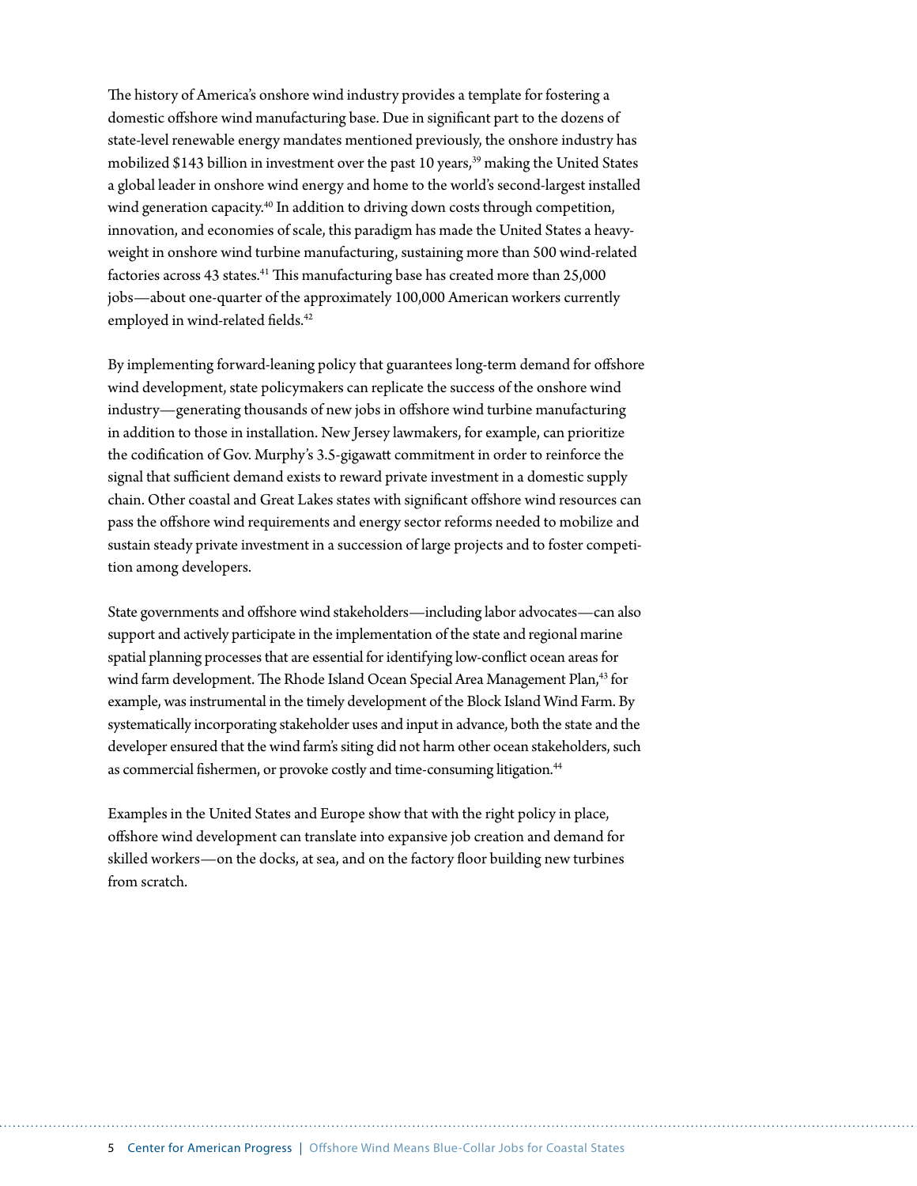The history of America's onshore wind industry provides a template for fostering a domestic offshore wind manufacturing base. Due in significant part to the dozens of state-level renewable energy mandates mentioned previously, the onshore industry has mobilized $143 billion in investment over the past 10 years,[39] making the United States a global leader in onshore wind energy and home to the world's second-largest installed wind generation capacity.[40] In addition to driving down costs through competition, innovation, and economies of scale, this paradigm has made the United States a heavyweight in onshore wind turbine manufacturing, sustaining more than 500 wind-related factories across 43 states.[41] This manufacturing base has created more than 25,000 jobs—about one-quarter of the approximately 100,000 American workers currently employed in wind-related fields.[42]

By implementing forward-leaning policy that guarantees long-term demand for offshore wind development, state policymakers can replicate the success of the onshore wind industry—generating thousands of new jobs in offshore wind turbine manufacturing in addition to those in installation. New Jersey lawmakers, for example, can prioritize the codification of Gov. Murphy's 3.5-gigawatt commitment in order to reinforce the signal that sufficient demand exists to reward private investment in a domestic supply chain. Other coastal and Great Lakes states with significant offshore wind resources can pass the offshore wind requirements and energy sector reforms needed to mobilize and sustain steady private investment in a succession of large projects and to foster competition among developers.

State governments and offshore wind stakeholders—including labor advocates—can also support and actively participate in the implementation of the state and regional marine spatial planning processes that are essential for identifying low-conflict ocean areas for wind farm development. The Rhode Island Ocean Special Area Management Plan,[43] for example, was instrumental in the timely development of the Block Island Wind Farm. By systematically incorporating stakeholder uses and input in advance, both the state and the developer ensured that the wind farm's siting did not harm other ocean stakeholders, such as commercial fishermen, or provoke costly and time-consuming litigation.[44]

Examples in the United States and Europe show that with the right policy in place, offshore wind development can translate into expansive job creation and demand for skilled workers—on the docks, at sea, and on the factory floor building new turbines from scratch.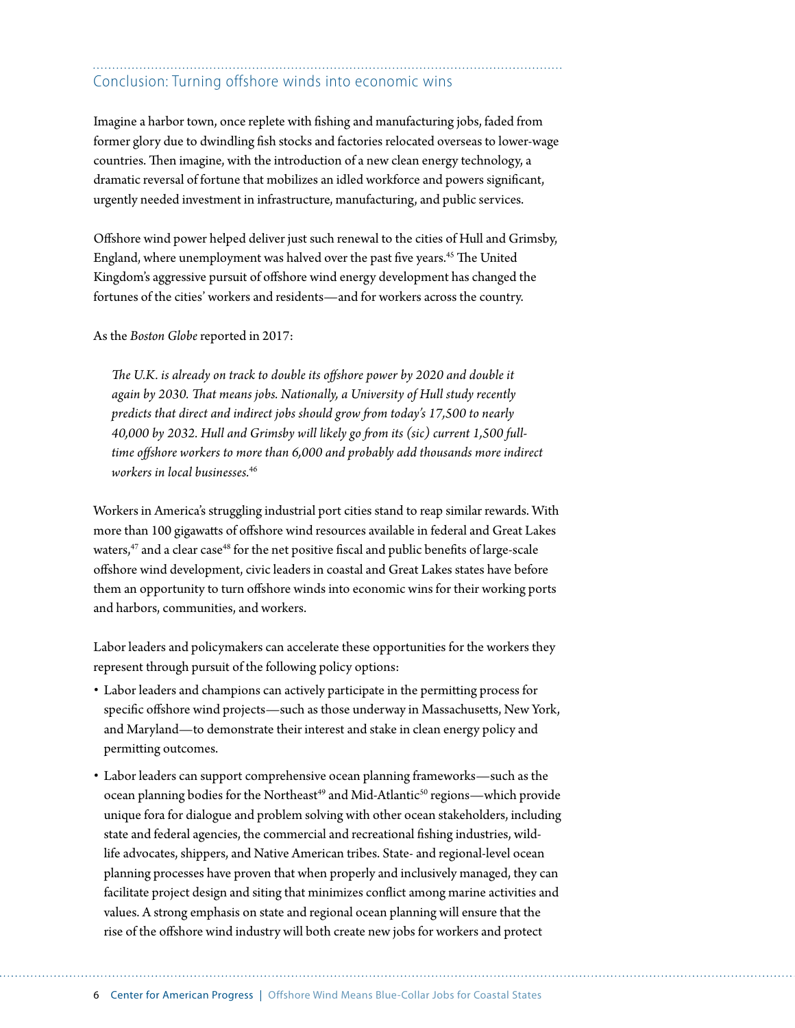## Conclusion: Turning offshore winds into economic wins

Imagine a harbor town, once replete with fishing and manufacturing jobs, faded from former glory due to dwindling fish stocks and factories relocated overseas to lower-wage countries. Then imagine, with the introduction of a new clean energy technology, a dramatic reversal of fortune that mobilizes an idled workforce and powers significant, urgently needed investment in infrastructure, manufacturing, and public services.

Offshore wind power helped deliver just such renewal to the cities of Hull and Grimsby, England, where unemployment was halved over the past five years.[45] The United Kingdom's aggressive pursuit of offshore wind energy development has changed the fortunes of the cities' workers and residents—and for workers across the country.

As the *Boston Globe* reported in 2017:

> *The U.K. is already on track to double its offshore power by 2020 and double it again by 2030. That means jobs. Nationally, a University of Hull study recently predicts that direct and indirect jobs should grow from today's 17,500 to nearly 40,000 by 2032. Hull and Grimsby will likely go from its (sic) current 1,500 full-time offshore workers to more than 6,000 and probably add thousands more indirect workers in local businesses.*[46]

Workers in America's struggling industrial port cities stand to reap similar rewards. With more than 100 gigawatts of offshore wind resources available in federal and Great Lakes waters,[47] and a clear case[48] for the net positive fiscal and public benefits of large-scale offshore wind development, civic leaders in coastal and Great Lakes states have before them an opportunity to turn offshore winds into economic wins for their working ports and harbors, communities, and workers.

Labor leaders and policymakers can accelerate these opportunities for the workers they represent through pursuit of the following policy options:

- Labor leaders and champions can actively participate in the permitting process for specific offshore wind projects—such as those underway in Massachusetts, New York, and Maryland—to demonstrate their interest and stake in clean energy policy and permitting outcomes.
- Labor leaders can support comprehensive ocean planning frameworks—such as the ocean planning bodies for the Northeast[49] and Mid-Atlantic[50] regions—which provide unique fora for dialogue and problem solving with other ocean stakeholders, including state and federal agencies, the commercial and recreational fishing industries, wildlife advocates, shippers, and Native American tribes. State- and regional-level ocean planning processes have proven that when properly and inclusively managed, they can facilitate project design and siting that minimizes conflict among marine activities and values. A strong emphasis on state and regional ocean planning will ensure that the rise of the offshore wind industry will both create new jobs for workers and protect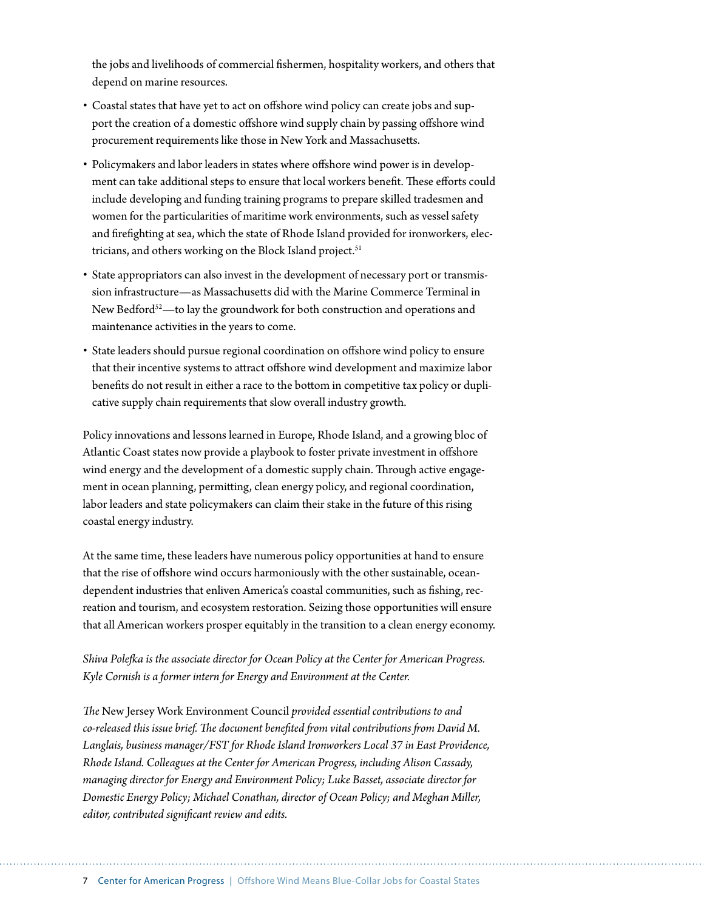the jobs and livelihoods of commercial fishermen, hospitality workers, and others that depend on marine resources.

- Coastal states that have yet to act on offshore wind policy can create jobs and support the creation of a domestic offshore wind supply chain by passing offshore wind procurement requirements like those in New York and Massachusetts.
- Policymakers and labor leaders in states where offshore wind power is in development can take additional steps to ensure that local workers benefit. These efforts could include developing and funding training programs to prepare skilled tradesmen and women for the particularities of maritime work environments, such as vessel safety and firefighting at sea, which the state of Rhode Island provided for ironworkers, electricians, and others working on the Block Island project.[51]
- State appropriators can also invest in the development of necessary port or transmission infrastructure—as Massachusetts did with the Marine Commerce Terminal in New Bedford[52]—to lay the groundwork for both construction and operations and maintenance activities in the years to come.
- State leaders should pursue regional coordination on offshore wind policy to ensure that their incentive systems to attract offshore wind development and maximize labor benefits do not result in either a race to the bottom in competitive tax policy or duplicative supply chain requirements that slow overall industry growth.

Policy innovations and lessons learned in Europe, Rhode Island, and a growing bloc of Atlantic Coast states now provide a playbook to foster private investment in offshore wind energy and the development of a domestic supply chain. Through active engagement in ocean planning, permitting, clean energy policy, and regional coordination, labor leaders and state policymakers can claim their stake in the future of this rising coastal energy industry.

At the same time, these leaders have numerous policy opportunities at hand to ensure that the rise of offshore wind occurs harmoniously with the other sustainable, ocean-dependent industries that enliven America's coastal communities, such as fishing, recreation and tourism, and ecosystem restoration. Seizing those opportunities will ensure that all American workers prosper equitably in the transition to a clean energy economy.

*Shiva Polefka is the associate director for Ocean Policy at the Center for American Progress. Kyle Cornish is a former intern for Energy and Environment at the Center.*

*The* New Jersey Work Environment Council *provided essential contributions to and co-released this issue brief. The document benefited from vital contributions from David M. Langlais, business manager/FST for Rhode Island Ironworkers Local 37 in East Providence, Rhode Island. Colleagues at the Center for American Progress, including Alison Cassady, managing director for Energy and Environment Policy; Luke Basset, associate director for Domestic Energy Policy; Michael Conathan, director of Ocean Policy; and Meghan Miller, editor, contributed significant review and edits.*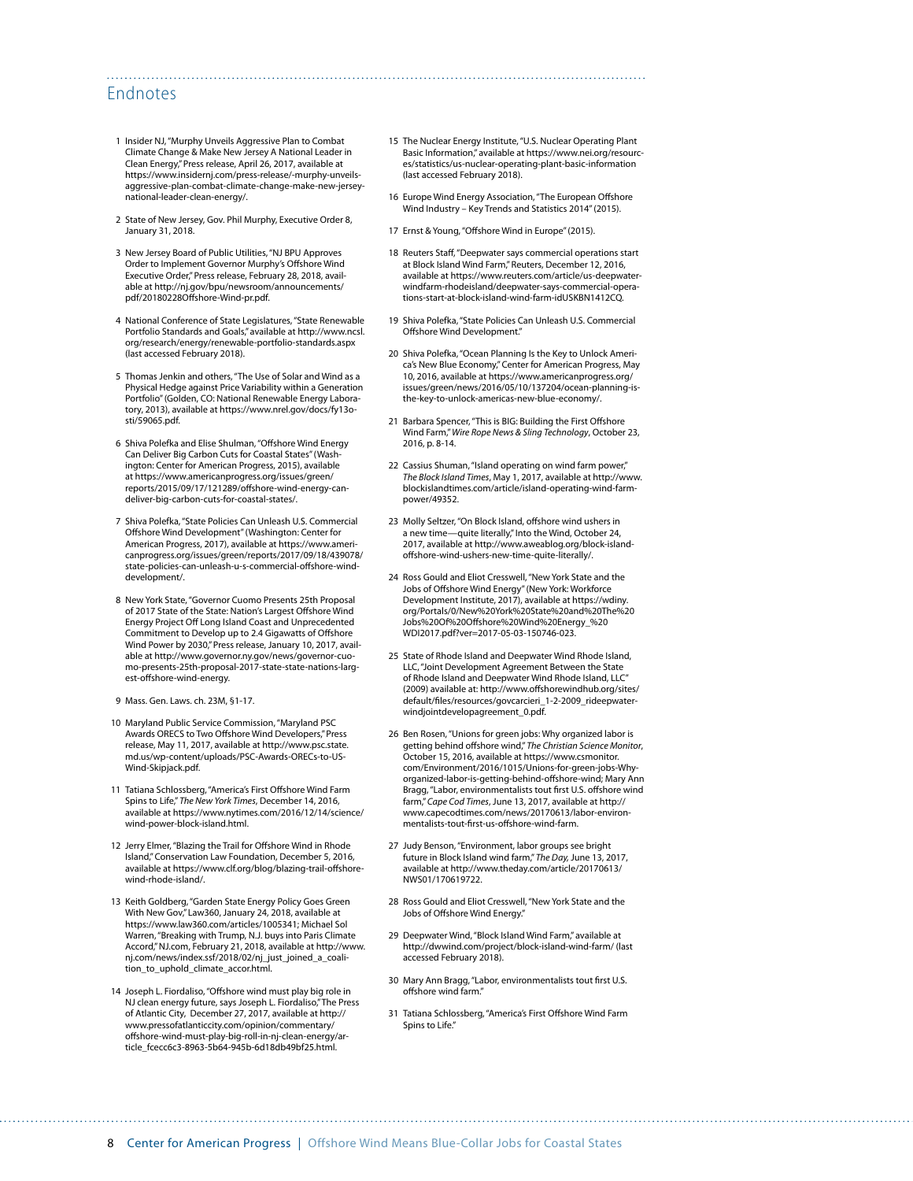## Endnotes

1. Insider NJ, "Murphy Unveils Aggressive Plan to Combat Climate Change & Make New Jersey A National Leader in Clean Energy," Press release, April 26, 2017, available at https://www.insidernj.com/press-release/-murphy-unveils-aggressive-plan-combat-climate-change-make-new-jersey-national-leader-clean-energy/.

2. State of New Jersey, Gov. Phil Murphy, Executive Order 8, January 31, 2018.

3. New Jersey Board of Public Utilities, "NJ BPU Approves Order to Implement Governor Murphy's Offshore Wind Executive Order," Press release, February 28, 2018, available at http://nj.gov/bpu/newsroom/announcements/pdf/20180228Offshore-Wind-pr.pdf.

4. National Conference of State Legislatures, "State Renewable Portfolio Standards and Goals," available at http://www.ncsl.org/research/energy/renewable-portfolio-standards.aspx (last accessed February 2018).

5. Thomas Jenkin and others, "The Use of Solar and Wind as a Physical Hedge against Price Variability within a Generation Portfolio" (Golden, CO: National Renewable Energy Laboratory, 2013), available at https://www.nrel.gov/docs/fy13osti/59065.pdf.

6. Shiva Polefka and Elise Shulman, "Offshore Wind Energy Can Deliver Big Carbon Cuts for Coastal States" (Washington: Center for American Progress, 2015), available at https://www.americanprogress.org/issues/green/reports/2015/09/17/121289/offshore-wind-energy-can-deliver-big-carbon-cuts-for-coastal-states/.

7. Shiva Polefka, "State Policies Can Unleash U.S. Commercial Offshore Wind Development" (Washington: Center for American Progress, 2017), available at https://www.americanprogress.org/issues/green/reports/2017/09/18/439078/state-policies-can-unleash-u-s-commercial-offshore-wind-development/.

8. New York State, "Governor Cuomo Presents 25th Proposal of 2017 State of the State: Nation's Largest Offshore Wind Energy Project Off Long Island Coast and Unprecedented Commitment to Develop up to 2.4 Gigawatts of Offshore Wind Power by 2030," Press release, January 10, 2017, available at http://www.governor.ny.gov/news/governor-cuomo-presents-25th-proposal-2017-state-state-nations-largest-offshore-wind-energy.

9. Mass. Gen. Laws. ch. 23M, §1-17.

10. Maryland Public Service Commission, "Maryland PSC Awards ORECS to Two Offshore Wind Developers," Press release, May 11, 2017, available at http://www.psc.state.md.us/wp-content/uploads/PSC-Awards-ORECs-to-US-Wind-Skipjack.pdf.

11. Tatiana Schlossberg, "America's First Offshore Wind Farm Spins to Life," *The New York Times*, December 14, 2016, available at https://www.nytimes.com/2016/12/14/science/wind-power-block-island.html.

12. Jerry Elmer, "Blazing the Trail for Offshore Wind in Rhode Island," Conservation Law Foundation, December 5, 2016, available at https://www.clf.org/blog/blazing-trail-offshore-wind-rhode-island/.

13. Keith Goldberg, "Garden State Energy Policy Goes Green With New Gov," Law360, January 24, 2018, available at https://www.law360.com/articles/1005341; Michael Sol Warren, "Breaking with Trump, N.J. buys into Paris Climate Accord," NJ.com, February 21, 2018, available at http://www.nj.com/news/index.ssf/2018/02/nj_just_joined_a_coalition_to_uphold_climate_accor.html.

14. Joseph L. Fiordaliso, "Offshore wind must play big role in NJ clean energy future, says Joseph L. Fiordaliso," The Press of Atlantic City, December 27, 2017, available at http://www.pressofatlanticcity.com/opinion/commentary/offshore-wind-must-play-big-roll-in-nj-clean-energy/article_fcecc6c3-8963-5b64-945b-6d18db49bf25.html.

15. The Nuclear Energy Institute, "U.S. Nuclear Operating Plant Basic Information," available at https://www.nei.org/resources/statistics/us-nuclear-operating-plant-basic-information (last accessed February 2018).

16. Europe Wind Energy Association, "The European Offshore Wind Industry – Key Trends and Statistics 2014" (2015).

17. Ernst & Young, "Offshore Wind in Europe" (2015).

18. Reuters Staff, "Deepwater says commercial operations start at Block Island Wind Farm," Reuters, December 12, 2016, available at https://www.reuters.com/article/us-deepwater-windfarm-rhodeisland/deepwater-says-commercial-operations-start-at-block-island-wind-farm-idUSKBN1412CQ.

19. Shiva Polefka, "State Policies Can Unleash U.S. Commercial Offshore Wind Development."

20. Shiva Polefka, "Ocean Planning Is the Key to Unlock America's New Blue Economy," Center for American Progress, May 10, 2016, available at https://www.americanprogress.org/issues/green/news/2016/05/10/137204/ocean-planning-is-the-key-to-unlock-americas-new-blue-economy/.

21. Barbara Spencer, "This is BIG: Building the First Offshore Wind Farm," *Wire Rope News & Sling Technology*, October 23, 2016, p. 8-14.

22. Cassius Shuman, "Island operating on wind farm power," *The Block Island Times*, May 1, 2017, available at http://www.blockislandtimes.com/article/island-operating-wind-farm-power/49352.

23. Molly Seltzer, "On Block Island, offshore wind ushers in a new time—quite literally," Into the Wind, October 24, 2017, available at http://www.aweablog.org/block-island-offshore-wind-ushers-new-time-quite-literally/.

24. Ross Gould and Eliot Cresswell, "New York State and the Jobs of Offshore Wind Energy" (New York: Workforce Development Institute, 2017), available at https://wdiny.org/Portals/0/New%20York%20State%20and%20The%20Jobs%20Of%20Offshore%20Wind%20Energy_%20WDI2017.pdf?ver=2017-05-03-150746-023.

25. State of Rhode Island and Deepwater Wind Rhode Island, LLC, "Joint Development Agreement Between the State of Rhode Island and Deepwater Wind Rhode Island, LLC" (2009) available at: http://www.offshorewindhub.org/sites/default/files/resources/govcarcieri_1-2-2009_rideepwaterwindjointdevelopagreement_0.pdf.

26. Ben Rosen, "Unions for green jobs: Why organized labor is getting behind offshore wind," *The Christian Science Monitor*, October 15, 2016, available at https://www.csmonitor.com/Environment/2016/1015/Unions-for-green-jobs-Why-organized-labor-is-getting-behind-offshore-wind; Mary Ann Bragg, "Labor, environmentalists tout first U.S. offshore wind farm," *Cape Cod Times*, June 13, 2017, available at http://www.capecodtimes.com/news/20170613/labor-environmentalists-tout-first-us-offshore-wind-farm.

27. Judy Benson, "Environment, labor groups see bright future in Block Island wind farm," *The Day*, June 13, 2017, available at http://www.theday.com/article/20170613/NWS01/170619722.

28. Ross Gould and Eliot Cresswell, "New York State and the Jobs of Offshore Wind Energy."

29. Deepwater Wind, "Block Island Wind Farm," available at http://dwwind.com/project/block-island-wind-farm/ (last accessed February 2018).

30. Mary Ann Bragg, "Labor, environmentalists tout first U.S. offshore wind farm."

31. Tatiana Schlossberg, "America's First Offshore Wind Farm Spins to Life."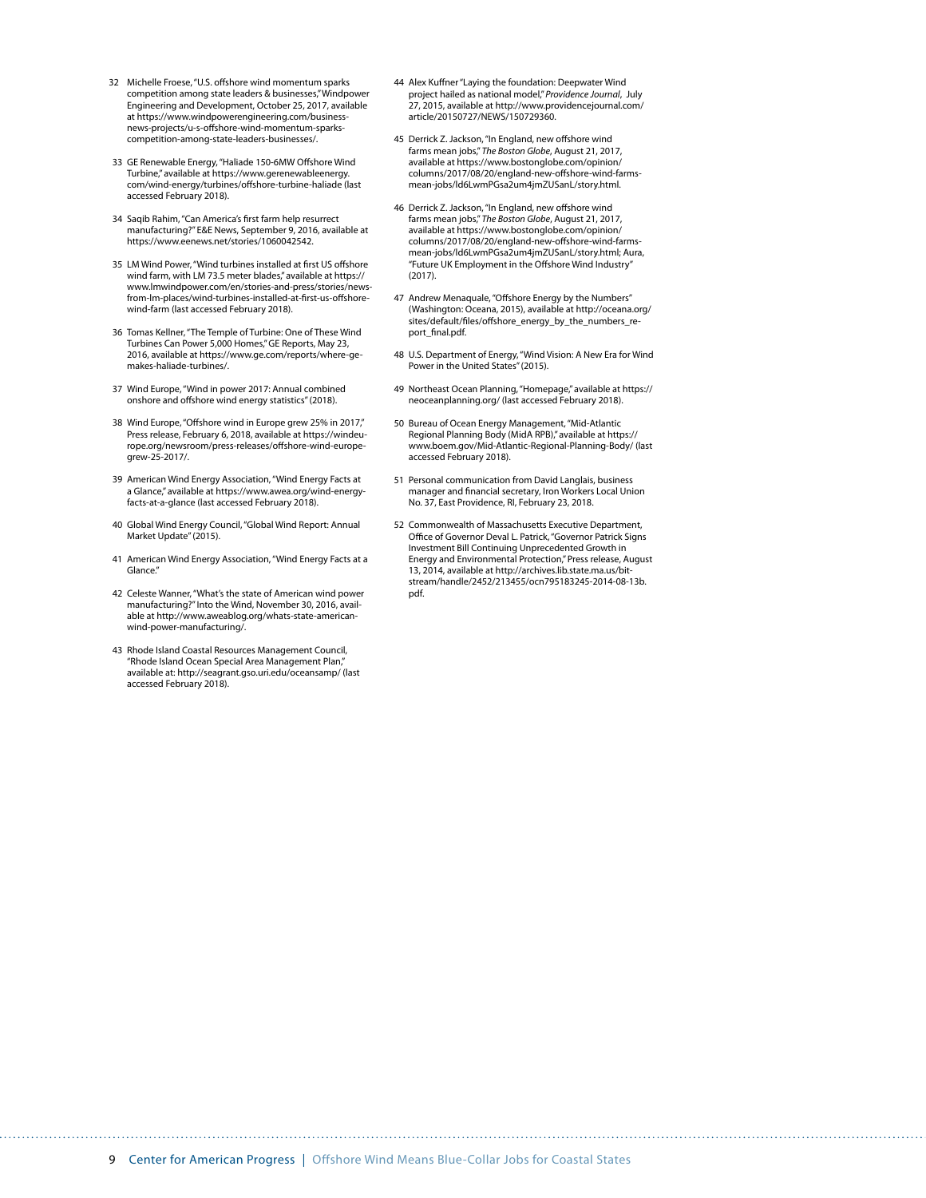32 Michelle Froese, "U.S. offshore wind momentum sparks competition among state leaders & businesses," Windpower Engineering and Development, October 25, 2017, available at https://www.windpowerengineering.com/business-news-projects/u-s-offshore-wind-momentum-sparks-competition-among-state-leaders-businesses/.

33 GE Renewable Energy, "Haliade 150-6MW Offshore Wind Turbine," available at https://www.gerenewableenergy.com/wind-energy/turbines/offshore-turbine-haliade (last accessed February 2018).

34 Saqib Rahim, "Can America's first farm help resurrect manufacturing?" E&E News, September 9, 2016, available at https://www.eenews.net/stories/1060042542.

35 LM Wind Power, "Wind turbines installed at first US offshore wind farm, with LM 73.5 meter blades," available at https://www.lmwindpower.com/en/stories-and-press/stories/news-from-lm-places/wind-turbines-installed-at-first-us-offshore-wind-farm (last accessed February 2018).

36 Tomas Kellner, "The Temple of Turbine: One of These Wind Turbines Can Power 5,000 Homes," GE Reports, May 23, 2016, available at https://www.ge.com/reports/where-ge-makes-haliade-turbines/.

37 Wind Europe, "Wind in power 2017: Annual combined onshore and offshore wind energy statistics" (2018).

38 Wind Europe, "Offshore wind in Europe grew 25% in 2017," Press release, February 6, 2018, available at https://windeurope.org/newsroom/press-releases/offshore-wind-europe-grew-25-2017/.

39 American Wind Energy Association, "Wind Energy Facts at a Glance," available at https://www.awea.org/wind-energy-facts-at-a-glance (last accessed February 2018).

40 Global Wind Energy Council, "Global Wind Report: Annual Market Update" (2015).

41 American Wind Energy Association, "Wind Energy Facts at a Glance."

42 Celeste Wanner, "What's the state of American wind power manufacturing?" Into the Wind, November 30, 2016, available at http://www.aweablog.org/whats-state-american-wind-power-manufacturing/.

43 Rhode Island Coastal Resources Management Council, "Rhode Island Ocean Special Area Management Plan," available at: http://seagrant.gso.uri.edu/oceansamp/ (last accessed February 2018).

44 Alex Kuffner "Laying the foundation: Deepwater Wind project hailed as national model," *Providence Journal*, July 27, 2015, available at http://www.providencejournal.com/article/20150727/NEWS/150729360.

45 Derrick Z. Jackson, "In England, new offshore wind farms mean jobs," *The Boston Globe*, August 21, 2017, available at https://www.bostonglobe.com/opinion/columns/2017/08/20/england-new-offshore-wind-farms-mean-jobs/ld6LwmPGsa2um4jmZUSanL/story.html.

46 Derrick Z. Jackson, "In England, new offshore wind farms mean jobs," *The Boston Globe*, August 21, 2017, available at https://www.bostonglobe.com/opinion/columns/2017/08/20/england-new-offshore-wind-farms-mean-jobs/ld6LwmPGsa2um4jmZUSanL/story.html; Aura, "Future UK Employment in the Offshore Wind Industry" (2017).

47 Andrew Menaquale, "Offshore Energy by the Numbers" (Washington: Oceana, 2015), available at http://oceana.org/sites/default/files/offshore_energy_by_the_numbers_report_final.pdf.

48 U.S. Department of Energy, "Wind Vision: A New Era for Wind Power in the United States" (2015).

49 Northeast Ocean Planning, "Homepage," available at https://neoceanplanning.org/ (last accessed February 2018).

50 Bureau of Ocean Energy Management, "Mid-Atlantic Regional Planning Body (MidA RPB)," available at https://www.boem.gov/Mid-Atlantic-Regional-Planning-Body/ (last accessed February 2018).

51 Personal communication from David Langlais, business manager and financial secretary, Iron Workers Local Union No. 37, East Providence, RI, February 23, 2018.

52 Commonwealth of Massachusetts Executive Department, Office of Governor Deval L. Patrick, "Governor Patrick Signs Investment Bill Continuing Unprecedented Growth in Energy and Environmental Protection," Press release, August 13, 2014, available at http://archives.lib.state.ma.us/bitstream/handle/2452/213455/ocn795183245-2014-08-13b.pdf.